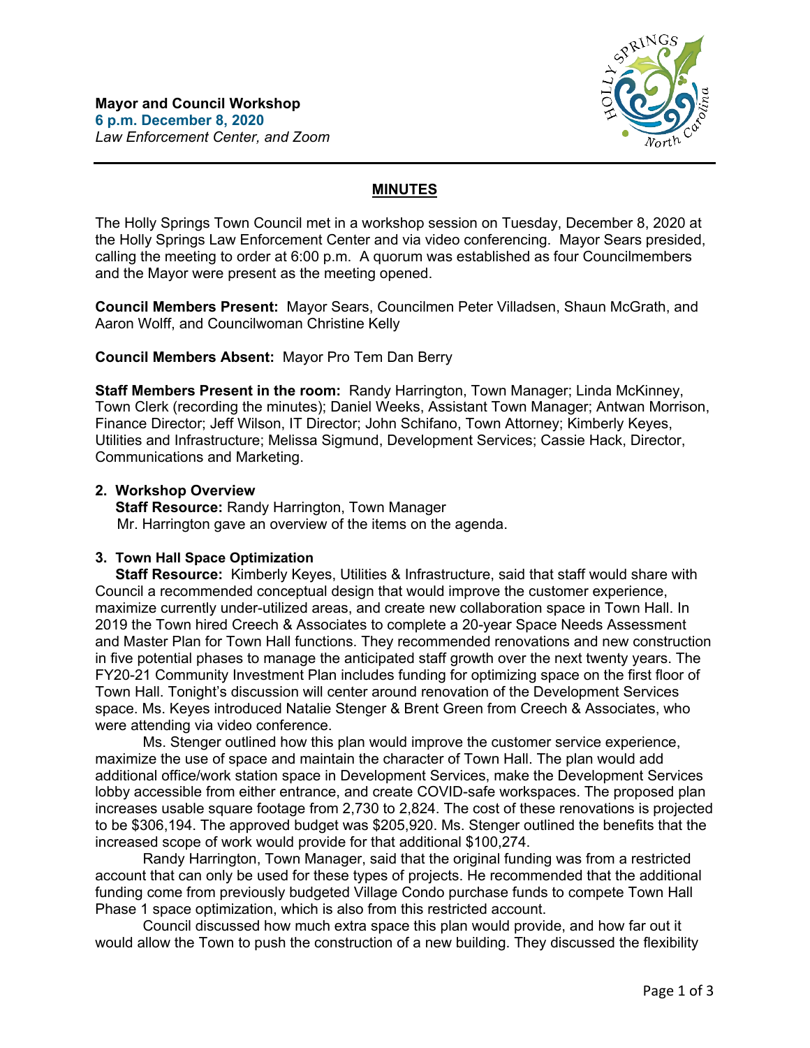**Mayor and Council Workshop**
**6 p.m. December 8, 2020**
*Law Enforcement Center, and Zoom*

## MINUTES

The Holly Springs Town Council met in a workshop session on Tuesday, December 8, 2020 at the Holly Springs Law Enforcement Center and via video conferencing. Mayor Sears presided, calling the meeting to order at 6:00 p.m. A quorum was established as four Councilmembers and the Mayor were present as the meeting opened.

**Council Members Present:** Mayor Sears, Councilmen Peter Villadsen, Shaun McGrath, and Aaron Wolff, and Councilwoman Christine Kelly

**Council Members Absent:** Mayor Pro Tem Dan Berry

**Staff Members Present in the room:** Randy Harrington, Town Manager; Linda McKinney, Town Clerk (recording the minutes); Daniel Weeks, Assistant Town Manager; Antwan Morrison, Finance Director; Jeff Wilson, IT Director; John Schifano, Town Attorney; Kimberly Keyes, Utilities and Infrastructure; Melissa Sigmund, Development Services; Cassie Hack, Director, Communications and Marketing.

**2. Workshop Overview**

**Staff Resource:** Randy Harrington, Town Manager

Mr. Harrington gave an overview of the items on the agenda.

**3. Town Hall Space Optimization**

**Staff Resource:** Kimberly Keyes, Utilities & Infrastructure, said that staff would share with Council a recommended conceptual design that would improve the customer experience, maximize currently under-utilized areas, and create new collaboration space in Town Hall. In 2019 the Town hired Creech & Associates to complete a 20-year Space Needs Assessment and Master Plan for Town Hall functions. They recommended renovations and new construction in five potential phases to manage the anticipated staff growth over the next twenty years. The FY20-21 Community Investment Plan includes funding for optimizing space on the first floor of Town Hall. Tonight's discussion will center around renovation of the Development Services space. Ms. Keyes introduced Natalie Stenger & Brent Green from Creech & Associates, who were attending via video conference.

Ms. Stenger outlined how this plan would improve the customer service experience, maximize the use of space and maintain the character of Town Hall. The plan would add additional office/work station space in Development Services, make the Development Services lobby accessible from either entrance, and create COVID-safe workspaces. The proposed plan increases usable square footage from 2,730 to 2,824. The cost of these renovations is projected to be $306,194. The approved budget was $205,920. Ms. Stenger outlined the benefits that the increased scope of work would provide for that additional $100,274.

Randy Harrington, Town Manager, said that the original funding was from a restricted account that can only be used for these types of projects. He recommended that the additional funding come from previously budgeted Village Condo purchase funds to compete Town Hall Phase 1 space optimization, which is also from this restricted account.

Council discussed how much extra space this plan would provide, and how far out it would allow the Town to push the construction of a new building. They discussed the flexibility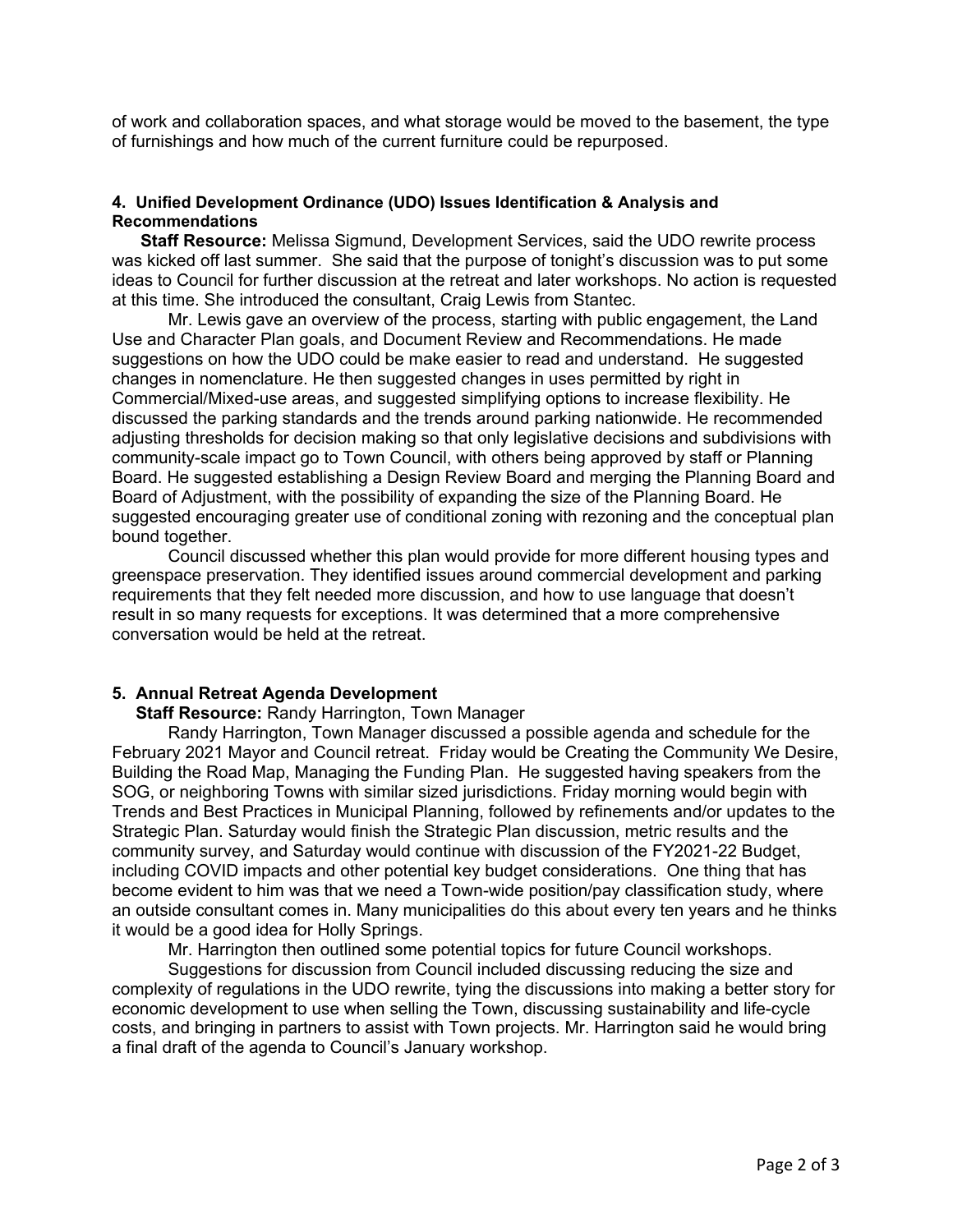of work and collaboration spaces, and what storage would be moved to the basement, the type of furnishings and how much of the current furniture could be repurposed.

**4. Unified Development Ordinance (UDO) Issues Identification & Analysis and Recommendations**

**Staff Resource:** Melissa Sigmund, Development Services, said the UDO rewrite process was kicked off last summer. She said that the purpose of tonight's discussion was to put some ideas to Council for further discussion at the retreat and later workshops. No action is requested at this time. She introduced the consultant, Craig Lewis from Stantec.

Mr. Lewis gave an overview of the process, starting with public engagement, the Land Use and Character Plan goals, and Document Review and Recommendations. He made suggestions on how the UDO could be make easier to read and understand. He suggested changes in nomenclature. He then suggested changes in uses permitted by right in Commercial/Mixed-use areas, and suggested simplifying options to increase flexibility. He discussed the parking standards and the trends around parking nationwide. He recommended adjusting thresholds for decision making so that only legislative decisions and subdivisions with community-scale impact go to Town Council, with others being approved by staff or Planning Board. He suggested establishing a Design Review Board and merging the Planning Board and Board of Adjustment, with the possibility of expanding the size of the Planning Board. He suggested encouraging greater use of conditional zoning with rezoning and the conceptual plan bound together.

Council discussed whether this plan would provide for more different housing types and greenspace preservation. They identified issues around commercial development and parking requirements that they felt needed more discussion, and how to use language that doesn't result in so many requests for exceptions. It was determined that a more comprehensive conversation would be held at the retreat.

**5. Annual Retreat Agenda Development**

**Staff Resource:** Randy Harrington, Town Manager

Randy Harrington, Town Manager discussed a possible agenda and schedule for the February 2021 Mayor and Council retreat. Friday would be Creating the Community We Desire, Building the Road Map, Managing the Funding Plan. He suggested having speakers from the SOG, or neighboring Towns with similar sized jurisdictions. Friday morning would begin with Trends and Best Practices in Municipal Planning, followed by refinements and/or updates to the Strategic Plan. Saturday would finish the Strategic Plan discussion, metric results and the community survey, and Saturday would continue with discussion of the FY2021-22 Budget, including COVID impacts and other potential key budget considerations. One thing that has become evident to him was that we need a Town-wide position/pay classification study, where an outside consultant comes in. Many municipalities do this about every ten years and he thinks it would be a good idea for Holly Springs.

Mr. Harrington then outlined some potential topics for future Council workshops.

Suggestions for discussion from Council included discussing reducing the size and complexity of regulations in the UDO rewrite, tying the discussions into making a better story for economic development to use when selling the Town, discussing sustainability and life-cycle costs, and bringing in partners to assist with Town projects. Mr. Harrington said he would bring a final draft of the agenda to Council's January workshop.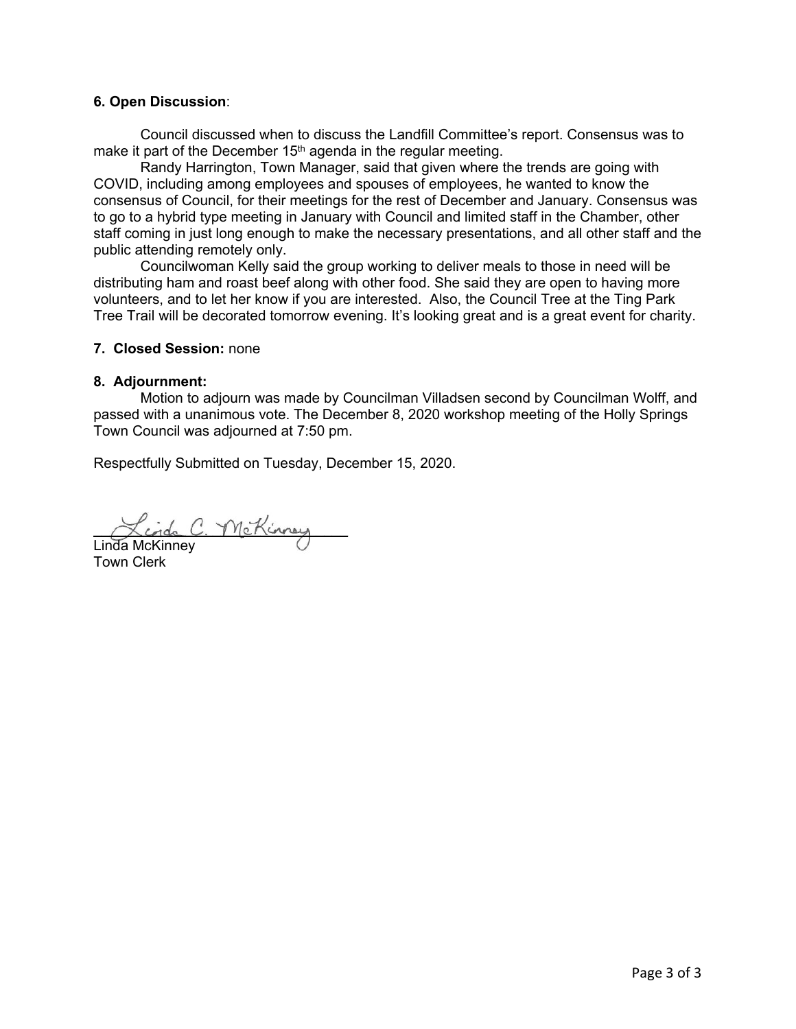**6. Open Discussion**:

Council discussed when to discuss the Landfill Committee's report. Consensus was to make it part of the December 15th agenda in the regular meeting.

Randy Harrington, Town Manager, said that given where the trends are going with COVID, including among employees and spouses of employees, he wanted to know the consensus of Council, for their meetings for the rest of December and January. Consensus was to go to a hybrid type meeting in January with Council and limited staff in the Chamber, other staff coming in just long enough to make the necessary presentations, and all other staff and the public attending remotely only.

Councilwoman Kelly said the group working to deliver meals to those in need will be distributing ham and roast beef along with other food. She said they are open to having more volunteers, and to let her know if you are interested. Also, the Council Tree at the Ting Park Tree Trail will be decorated tomorrow evening. It's looking great and is a great event for charity.

**7. Closed Session:** none

**8. Adjournment:**

Motion to adjourn was made by Councilman Villadsen second by Councilman Wolff, and passed with a unanimous vote. The December 8, 2020 workshop meeting of the Holly Springs Town Council was adjourned at 7:50 pm.

Respectfully Submitted on Tuesday, December 15, 2020.

Linda C. McKinney

Linda McKinney
Town Clerk